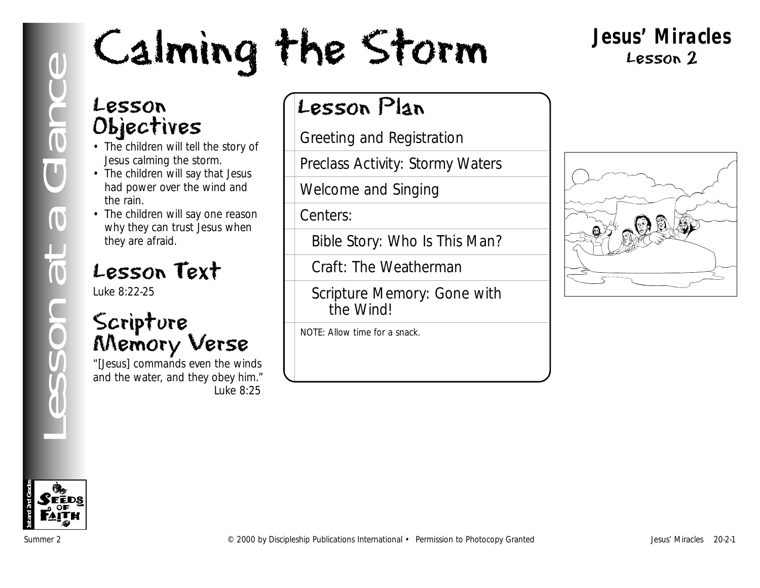# Calming the Storm

**Jesus' Miracles**
Lesson 2

Lesson at a Glance

## Lesson Objectives

- The children will tell the story of Jesus calming the storm.
- The children will say that Jesus had power over the wind and the rain.
- The children will say one reason why they can trust Jesus when they are afraid.

## Lesson Text

Luke 8:22-25

## Scripture Memory Verse

"[Jesus] commands even the winds and the water, and they obey him."
Luke 8:25

## Lesson Plan

- Greeting and Registration
- Preclass Activity: Stormy Waters
- Welcome and Singing
- Centers:
  - Bible Story: Who Is This Man?
  - Craft: The Weatherman
  - Scripture Memory: Gone with the Wind!

NOTE: Allow time for a snack.

Summer 2 © 2000 by Discipleship Publications International • Permission to Photocopy Granted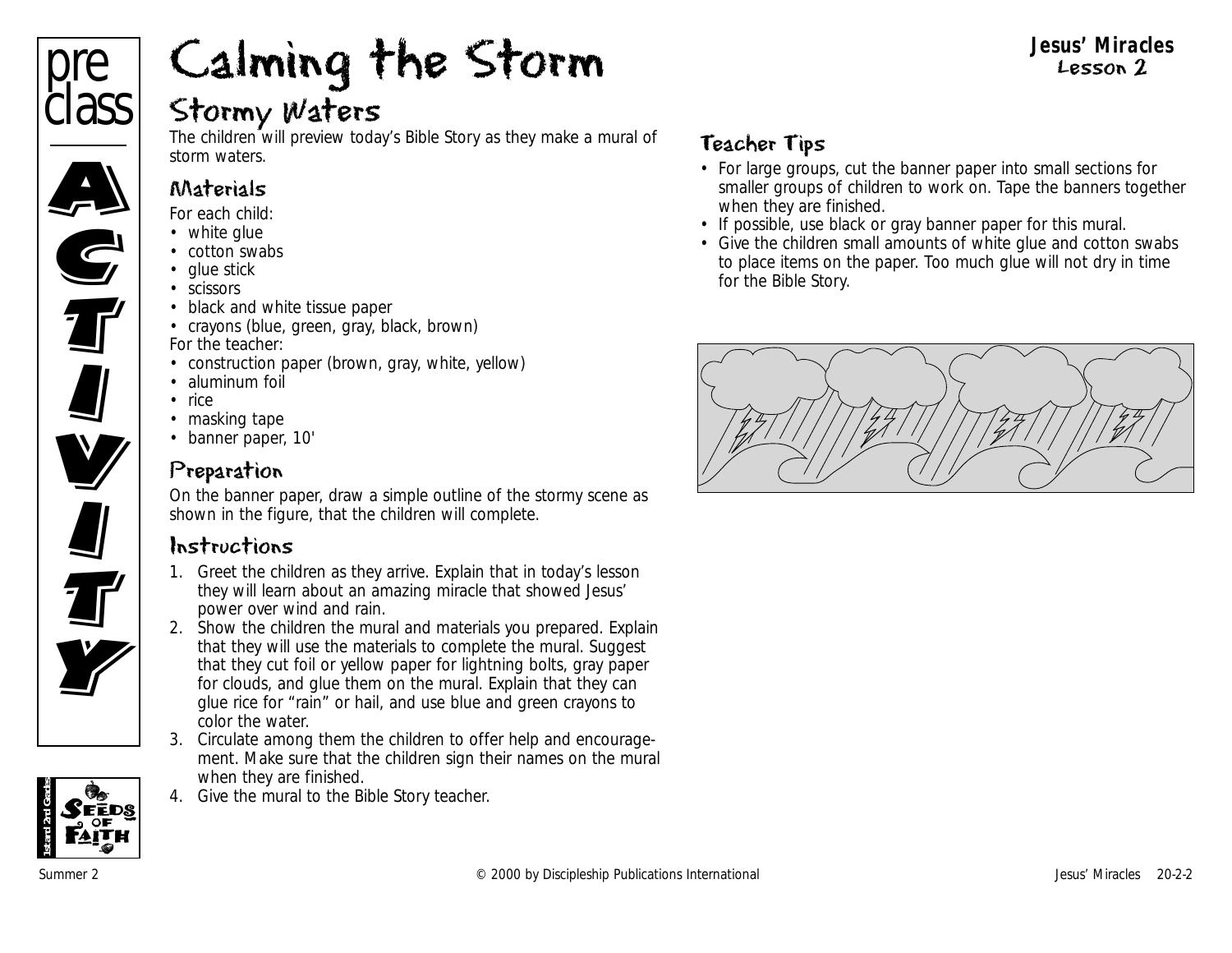# Calming the Storm

**Jesus' Miracles**
Lesson 2

pre class ACTIVITY

## Stormy Waters

The children will preview today's Bible Story as they make a mural of storm waters.

### Materials

For each child:
- white glue
- cotton swabs
- glue stick
- scissors
- black and white tissue paper
- crayons (blue, green, gray, black, brown)

For the teacher:
- construction paper (brown, gray, white, yellow)
- aluminum foil
- rice
- masking tape
- banner paper, 10'

### Preparation

On the banner paper, draw a simple outline of the stormy scene as shown in the figure, that the children will complete.

### Instructions

1. Greet the children as they arrive. Explain that in today's lesson they will learn about an amazing miracle that showed Jesus' power over wind and rain.
2. Show the children the mural and materials you prepared. Explain that they will use the materials to complete the mural. Suggest that they cut foil or yellow paper for lightning bolts, gray paper for clouds, and glue them on the mural. Explain that they can glue rice for "rain" or hail, and use blue and green crayons to color the water.
3. Circulate among them the children to offer help and encouragement. Make sure that the children sign their names on the mural when they are finished.
4. Give the mural to the Bible Story teacher.

### Teacher Tips

- For large groups, cut the banner paper into small sections for smaller groups of children to work on. Tape the banners together when they are finished.
- If possible, use black or gray banner paper for this mural.
- Give the children small amounts of white glue and cotton swabs to place items on the paper. Too much glue will not dry in time for the Bible Story.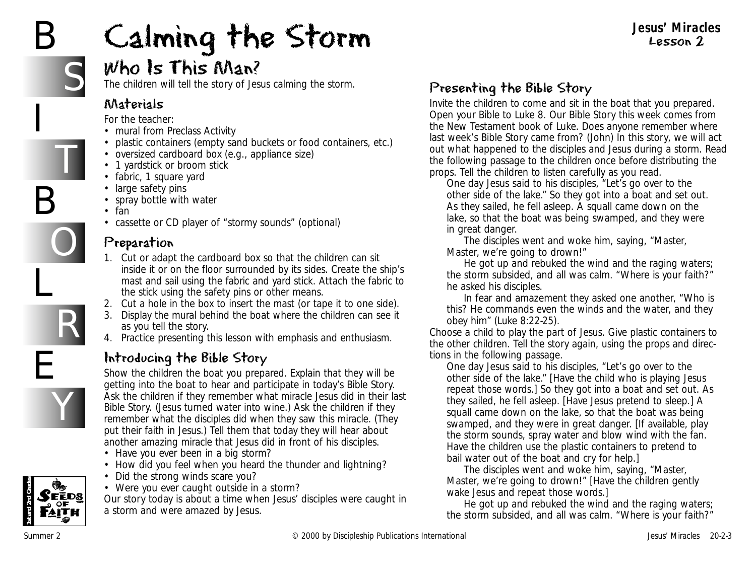# Calming the Storm

## Who Is This Man?

The children will tell the story of Jesus calming the storm.

### Materials

For the teacher:

- mural from Preclass Activity
- plastic containers (empty sand buckets or food containers, etc.)
- oversized cardboard box (e.g., appliance size)
- 1 yardstick or broom stick
- fabric, 1 square yard
- large safety pins
- spray bottle with water
- fan
- cassette or CD player of "stormy sounds" (optional)

### Preparation

1. Cut or adapt the cardboard box so that the children can sit inside it or on the floor surrounded by its sides. Create the ship's mast and sail using the fabric and yard stick. Attach the fabric to the stick using the safety pins or other means.
2. Cut a hole in the box to insert the mast (or tape it to one side).
3. Display the mural behind the boat where the children can see it as you tell the story.
4. Practice presenting this lesson with emphasis and enthusiasm.

### Introducing the Bible Story

Show the children the boat you prepared. Explain that they will be getting into the boat to hear and participate in today's Bible Story. Ask the children if they remember what miracle Jesus did in their last Bible Story. (Jesus turned water into wine.) Ask the children if they remember what the disciples did when they saw this miracle. (They put their faith in Jesus.) Tell them that today they will hear about another amazing miracle that Jesus did in front of his disciples.

- Have you ever been in a big storm?
- How did you feel when you heard the thunder and lightning?
- Did the strong winds scare you?
- Were you ever caught outside in a storm?

Our story today is about a time when Jesus' disciples were caught in a storm and were amazed by Jesus.

### Presenting the Bible Story

Invite the children to come and sit in the boat that you prepared. Open your Bible to Luke 8. Our Bible Story this week comes from the New Testament book of Luke. Does anyone remember where last week's Bible Story came from? (John) In this story, we will act out what happened to the disciples and Jesus during a storm. Read the following passage to the children once before distributing the props. Tell the children to listen carefully as you read.

> One day Jesus said to his disciples, "Let's go over to the other side of the lake." So they got into a boat and set out. As they sailed, he fell asleep. A squall came down on the lake, so that the boat was being swamped, and they were in great danger.
>
> The disciples went and woke him, saying, "Master, Master, we're going to drown!"
>
> He got up and rebuked the wind and the raging waters; the storm subsided, and all was calm. "Where is your faith?" he asked his disciples.
>
> In fear and amazement they asked one another, "Who is this? He commands even the winds and the water, and they obey him" (Luke 8:22-25).

Choose a child to play the part of Jesus. Give plastic containers to the other children. Tell the story again, using the props and directions in the following passage.

> One day Jesus said to his disciples, "Let's go over to the other side of the lake." [Have the child who is playing Jesus repeat those words.] So they got into a boat and set out. As they sailed, he fell asleep. [Have Jesus pretend to sleep.] A squall came down on the lake, so that the boat was being swamped, and they were in great danger. [If available, play the storm sounds, spray water and blow wind with the fan. Have the children use the plastic containers to pretend to bail water out of the boat and cry for help.]
>
> The disciples went and woke him, saying, "Master, Master, we're going to drown!" [Have the children gently wake Jesus and repeat those words.]
>
> He got up and rebuked the wind and the raging waters; the storm subsided, and all was calm. "Where is your faith?"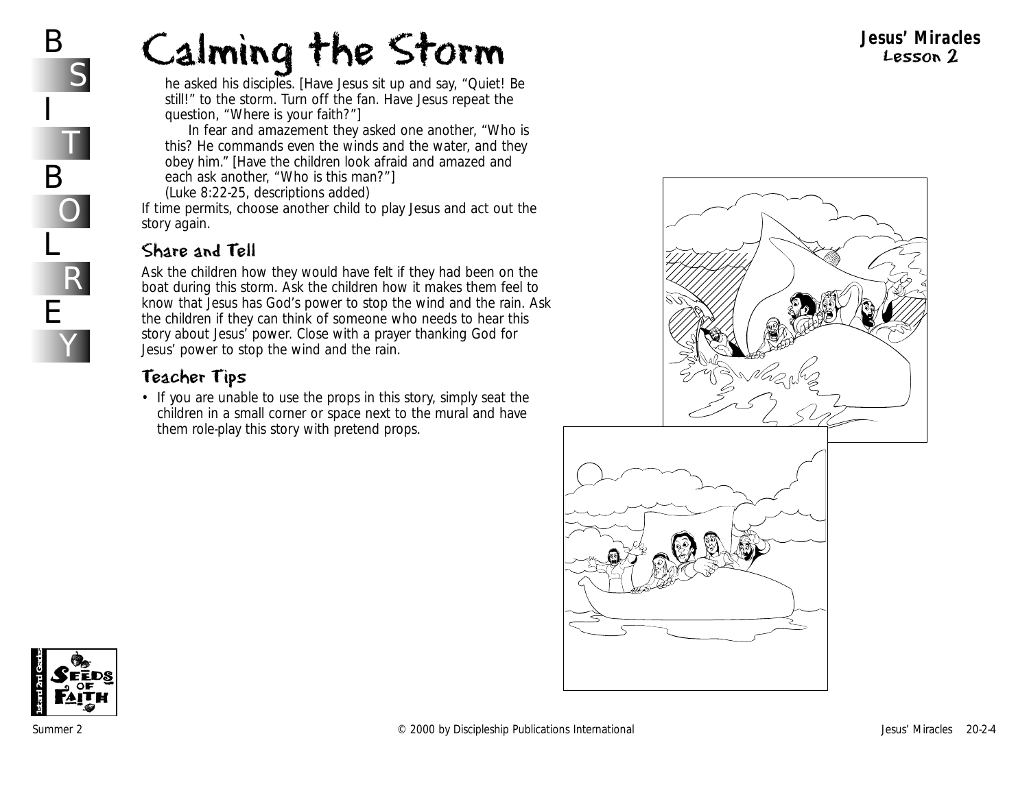# Calming the Storm

he asked his disciples. [Have Jesus sit up and say, "Quiet! Be still!" to the storm. Turn off the fan. Have Jesus repeat the question, "Where is your faith?"]

In fear and amazement they asked one another, "Who is this? He commands even the winds and the water, and they obey him." [Have the children look afraid and amazed and each ask another, "Who is this man?"]

(Luke 8:22-25, descriptions added)

If time permits, choose another child to play Jesus and act out the story again.

## Share and Tell

Ask the children how they would have felt if they had been on the boat during this storm. Ask the children how it makes them feel to know that Jesus has God's power to stop the wind and the rain. Ask the children if they can think of someone who needs to hear this story about Jesus' power. Close with a prayer thanking God for Jesus' power to stop the wind and the rain.

## Teacher Tips

- If you are unable to use the props in this story, simply seat the children in a small corner or space next to the mural and have them role-play this story with pretend props.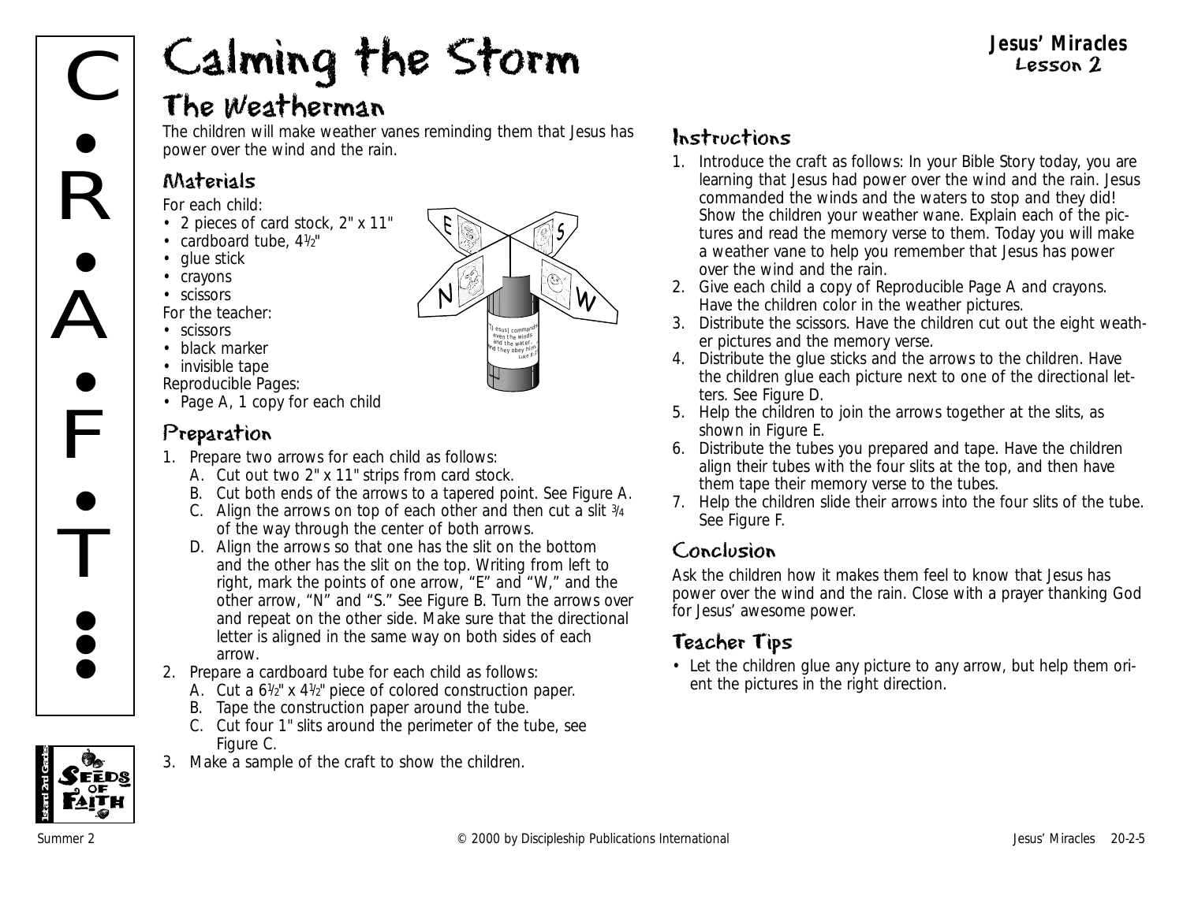# Calming the Storm

**Jesus' Miracles**
**Lesson 2**

## The Weatherman

The children will make weather vanes reminding them that Jesus has power over the wind and the rain.

### Materials

For each child:

- 2 pieces of card stock, 2" x 11"
- cardboard tube, 4½"
- glue stick
- crayons
- scissors

For the teacher:

- scissors
- black marker
- invisible tape

Reproducible Pages:

- Page A, 1 copy for each child

### Preparation

1. Prepare two arrows for each child as follows:
   A. Cut out two 2" x 11" strips from card stock.
   B. Cut both ends of the arrows to a tapered point. See Figure A.
   C. Align the arrows on top of each other and then cut a slit ¾ of the way through the center of both arrows.
   D. Align the arrows so that one has the slit on the bottom and the other has the slit on the top. Writing from left to right, mark the points of one arrow, "E" and "W," and the other arrow, "N" and "S." See Figure B. Turn the arrows over and repeat on the other side. Make sure that the directional letter is aligned in the same way on both sides of each arrow.
2. Prepare a cardboard tube for each child as follows:
   A. Cut a 6½" x 4½" piece of colored construction paper.
   B. Tape the construction paper around the tube.
   C. Cut four 1" slits around the perimeter of the tube, see Figure C.
3. Make a sample of the craft to show the children.

### Instructions

1. Introduce the craft as follows: In your Bible Story today, you are learning that Jesus had power over the wind and the rain. Jesus commanded the winds and the waters to stop and they did! Show the children your weather wane. Explain each of the pictures and read the memory verse to them. Today you will make a weather vane to help you remember that Jesus has power over the wind and the rain.
2. Give each child a copy of Reproducible Page A and crayons. Have the children color in the weather pictures.
3. Distribute the scissors. Have the children cut out the eight weather pictures and the memory verse.
4. Distribute the glue sticks and the arrows to the children. Have the children glue each picture next to one of the directional letters. See Figure D.
5. Help the children to join the arrows together at the slits, as shown in Figure E.
6. Distribute the tubes you prepared and tape. Have the children align their tubes with the four slits at the top, and then have them tape their memory verse to the tubes.
7. Help the children slide their arrows into the four slits of the tube. See Figure F.

### Conclusion

Ask the children how it makes them feel to know that Jesus has power over the wind and the rain. Close with a prayer thanking God for Jesus' awesome power.

### Teacher Tips

- Let the children glue any picture to any arrow, but help them orient the pictures in the right direction.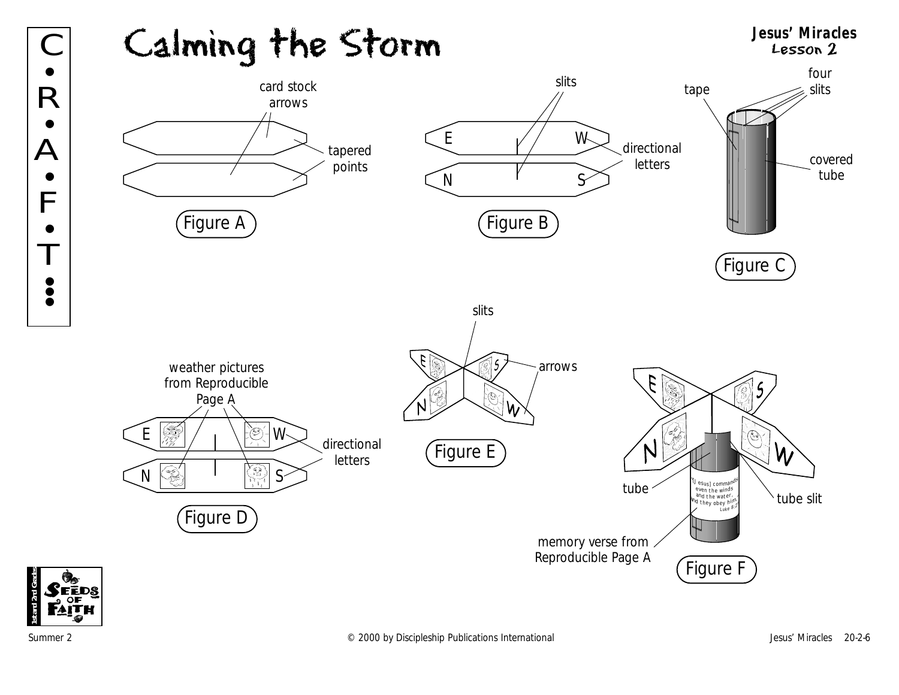# Calming the Storm

**Jesus' Miracles**
Lesson 2

C•R•A•F•T

card stock arrows

tapered points

Figure A

slits

E W

N S

directional letters

Figure B

tape

four slits

covered tube

Figure C

weather pictures from Reproducible Page A

E W

N S

directional letters

Figure D

slits

arrows

Figure E

tube

tube slit

"[Jesus] commands even the winds and the water, and they obey him." Luke 8:25

memory verse from Reproducible Page A

Figure F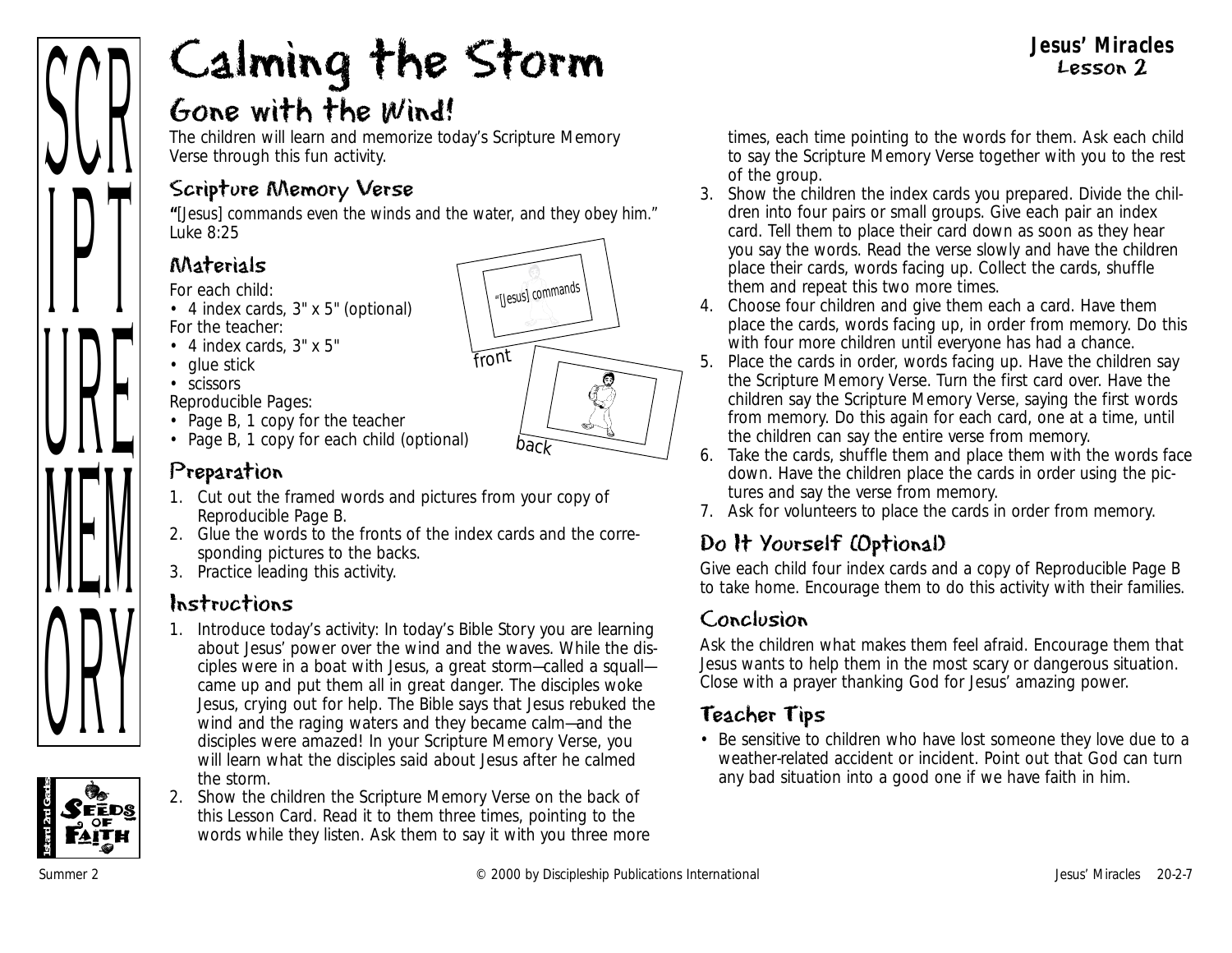# Calming the Storm

**Jesus' Miracles**
**Lesson 2**

## Gone with the Wind!

The children will learn and memorize today's Scripture Memory Verse through this fun activity.

### Scripture Memory Verse

"[Jesus] commands even the winds and the water, and they obey him." Luke 8:25

### Materials

For each child:
- 4 index cards, 3" x 5" (optional)

For the teacher:
- 4 index cards, 3" x 5"
- glue stick
- scissors

Reproducible Pages:
- Page B, 1 copy for the teacher
- Page B, 1 copy for each child (optional)

"[Jesus] commands"

front

back

### Preparation

1. Cut out the framed words and pictures from your copy of Reproducible Page B.
2. Glue the words to the fronts of the index cards and the corresponding pictures to the backs.
3. Practice leading this activity.

### Instructions

1. Introduce today's activity: In today's Bible Story you are learning about Jesus' power over the wind and the waves. While the disciples were in a boat with Jesus, a great storm—called a squall—came up and put them all in great danger. The disciples woke Jesus, crying out for help. The Bible says that Jesus rebuked the wind and the raging waters and they became calm—and the disciples were amazed! In your Scripture Memory Verse, you will learn what the disciples said about Jesus after he calmed the storm.
2. Show the children the Scripture Memory Verse on the back of this Lesson Card. Read it to them three times, pointing to the words while they listen. Ask them to say it with you three more times, each time pointing to the words for them. Ask each child to say the Scripture Memory Verse together with you to the rest of the group.
3. Show the children the index cards you prepared. Divide the children into four pairs or small groups. Give each pair an index card. Tell them to place their card down as soon as they hear you say the words. Read the verse slowly and have the children place their cards, words facing up. Collect the cards, shuffle them and repeat this two more times.
4. Choose four children and give them each a card. Have them place the cards, words facing up, in order from memory. Do this with four more children until everyone has had a chance.
5. Place the cards in order, words facing up. Have the children say the Scripture Memory Verse. Turn the first card over. Have the children say the Scripture Memory Verse, saying the first words from memory. Do this again for each card, one at a time, until the children can say the entire verse from memory.
6. Take the cards, shuffle them and place them with the words face down. Have the children place the cards in order using the pictures and say the verse from memory.
7. Ask for volunteers to place the cards in order from memory.

### Do It Yourself (Optional)

Give each child four index cards and a copy of Reproducible Page B to take home. Encourage them to do this activity with their families.

### Conclusion

Ask the children what makes them feel afraid. Encourage them that Jesus wants to help them in the most scary or dangerous situation. Close with a prayer thanking God for Jesus' amazing power.

### Teacher Tips

- Be sensitive to children who have lost someone they love due to a weather-related accident or incident. Point out that God can turn any bad situation into a good one if we have faith in him.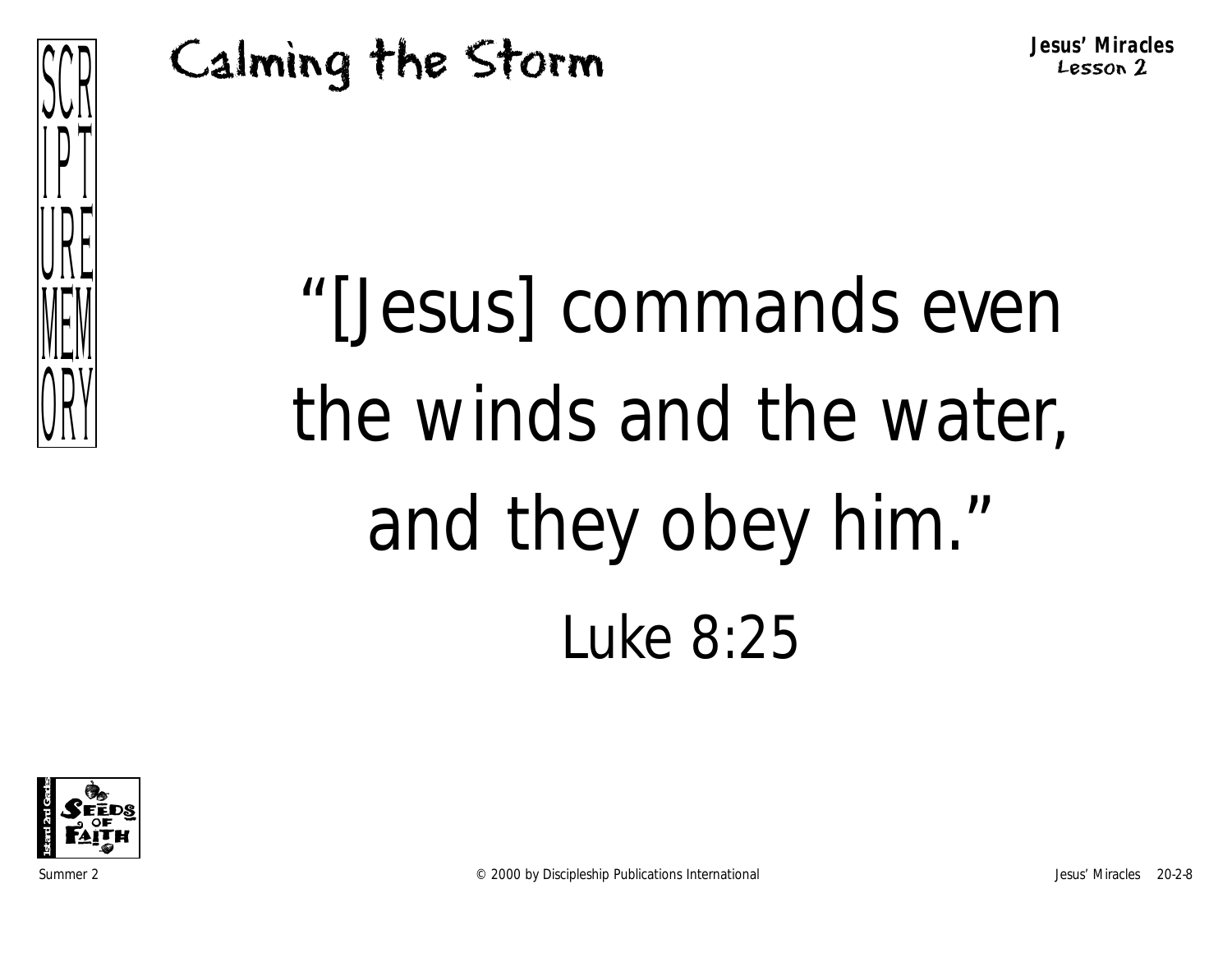# Calming the Storm

**Jesus' Miracles**
Lesson 2

SCRIPTURE MEMORY

"[Jesus] commands even the winds and the water, and they obey him."

Luke 8:25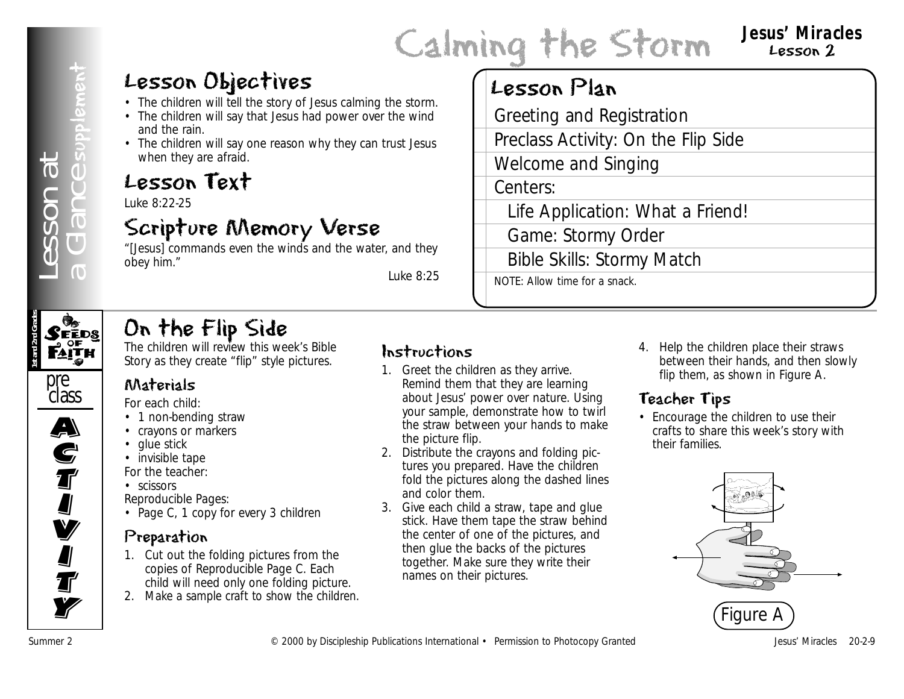# Calming the Storm

**Jesus' Miracles**
Lesson 2

Lesson at a Glance supplement

## Lesson Objectives

- The children will tell the story of Jesus calming the storm.
- The children will say that Jesus had power over the wind and the rain.
- The children will say one reason why they can trust Jesus when they are afraid.

## Lesson Text

Luke 8:22-25

## Scripture Memory Verse

"[Jesus] commands even the winds and the water, and they obey him."

Luke 8:25

## Lesson Plan

- Greeting and Registration
- Preclass Activity: On the Flip Side
- Welcome and Singing
- Centers:
  - Life Application: What a Friend!
  - Game: Stormy Order
  - Bible Skills: Stormy Match

NOTE: Allow time for a snack.

Seeds of Faith — 1st and 2nd Grade

preclass ACTIVITY

## On the Flip Side

The children will review this week's Bible Story as they create "flip" style pictures.

### Materials

For each child:
- 1 non-bending straw
- crayons or markers
- glue stick
- invisible tape

For the teacher:
- scissors

Reproducible Pages:
- Page C, 1 copy for every 3 children

### Preparation

1. Cut out the folding pictures from the copies of Reproducible Page C. Each child will need only one folding picture.
2. Make a sample craft to show the children.

### Instructions

1. Greet the children as they arrive. Remind them that they are learning about Jesus' power over nature. Using your sample, demonstrate how to twirl the straw between your hands to make the picture flip.
2. Distribute the crayons and folding pictures you prepared. Have the children fold the pictures along the dashed lines and color them.
3. Give each child a straw, tape and glue stick. Have them tape the straw behind the center of one of the pictures, and then glue the backs of the pictures together. Make sure they write their names on their pictures.
4. Help the children place their straws between their hands, and then slowly flip them, as shown in Figure A.

### Teacher Tips

- Encourage the children to use their crafts to share this week's story with their families.

Figure A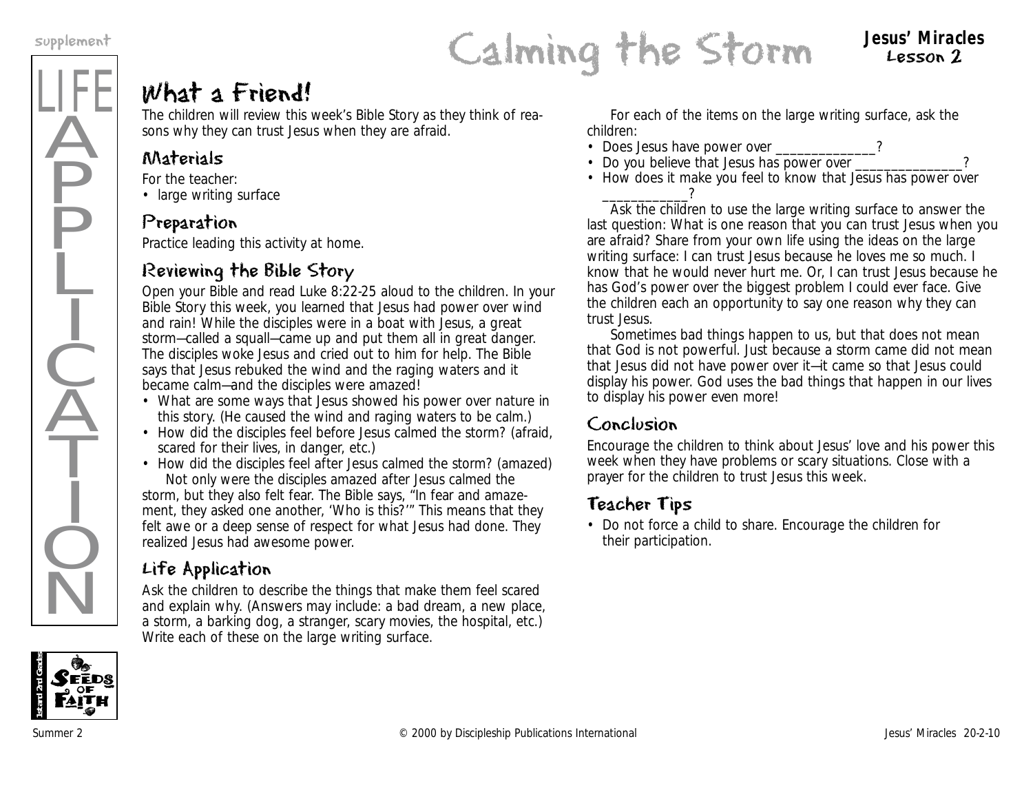# Calming the Storm

**Jesus' Miracles**
**Lesson 2**

LIFE APPLICATION

## What a Friend!

The children will review this week's Bible Story as they think of reasons why they can trust Jesus when they are afraid.

### Materials

For the teacher:
- large writing surface

### Preparation

Practice leading this activity at home.

### Reviewing the Bible Story

Open your Bible and read Luke 8:22-25 aloud to the children. In your Bible Story this week, you learned that Jesus had power over wind and rain! While the disciples were in a boat with Jesus, a great storm—called a squall—came up and put them all in great danger. The disciples woke Jesus and cried out to him for help. The Bible says that Jesus rebuked the wind and the raging waters and it became calm—and the disciples were amazed!

- What are some ways that Jesus showed his power over nature in this story. (He caused the wind and raging waters to be calm.)
- How did the disciples feel before Jesus calmed the storm? (afraid, scared for their lives, in danger, etc.)
- How did the disciples feel after Jesus calmed the storm? (amazed)

Not only were the disciples amazed after Jesus calmed the storm, but they also felt fear. The Bible says, "In fear and amazement, they asked one another, 'Who is this?'" This means that they felt awe or a deep sense of respect for what Jesus had done. They realized Jesus had awesome power.

### Life Application

Ask the children to describe the things that make them feel scared and explain why. (Answers may include: a bad dream, a new place, a storm, a barking dog, a stranger, scary movies, the hospital, etc.) Write each of these on the large writing surface.

For each of the items on the large writing surface, ask the children:

- Does Jesus have power over ______________?
- Do you believe that Jesus has power over _______________?
- How does it make you feel to know that Jesus has power over ____________?

Ask the children to use the large writing surface to answer the last question: What is one reason that you can trust Jesus when you are afraid? Share from your own life using the ideas on the large writing surface: I can trust Jesus because he loves me so much. I know that he would never hurt me. Or, I can trust Jesus because he has God's power over the biggest problem I could ever face. Give the children each an opportunity to say one reason why they can trust Jesus.

Sometimes bad things happen to us, but that does not mean that God is not powerful. Just because a storm came did not mean that Jesus did not have power over it—it came so that Jesus could display his power. God uses the bad things that happen in our lives to display his power even more!

### Conclusion

Encourage the children to think about Jesus' love and his power this week when they have problems or scary situations. Close with a prayer for the children to trust Jesus this week.

### Teacher Tips

- Do not force a child to share. Encourage the children for their participation.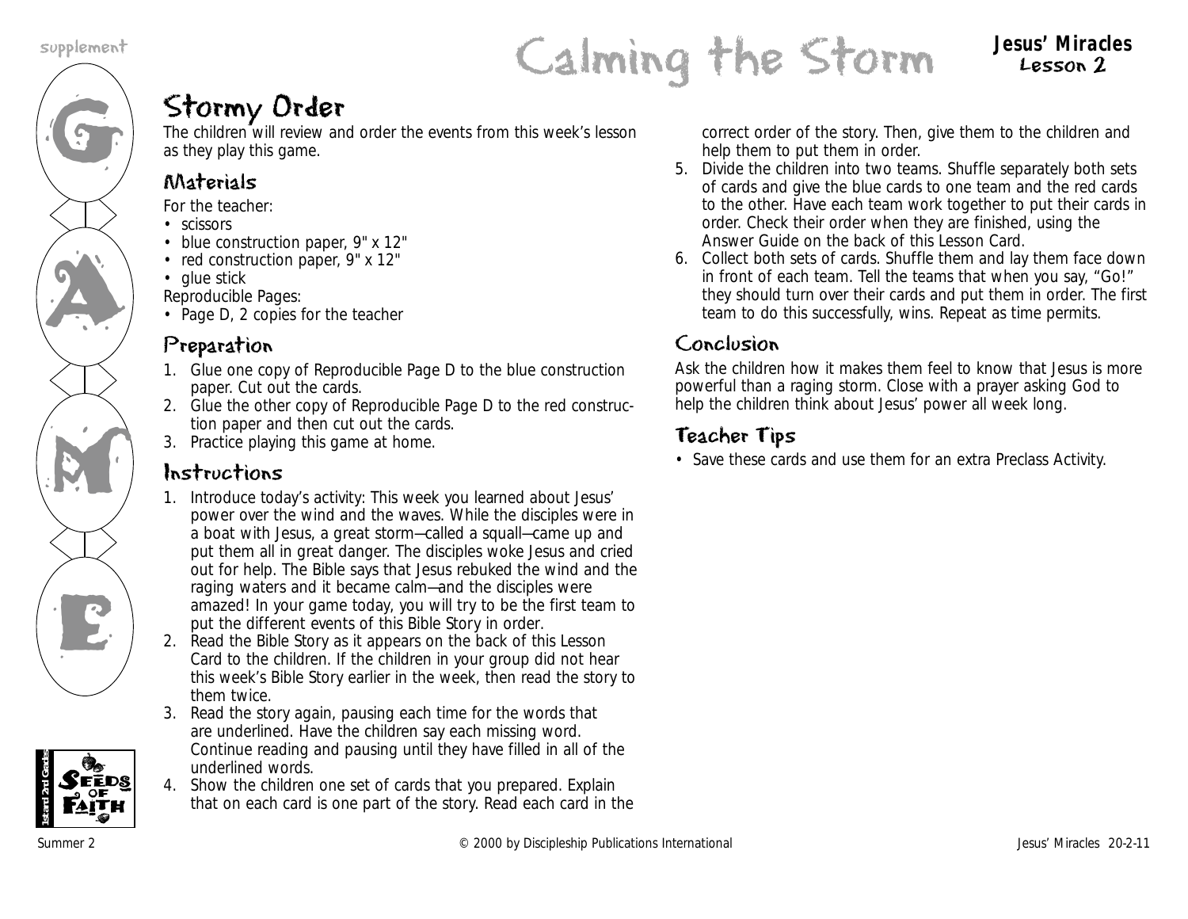# Calming the Storm

## Stormy Order

The children will review and order the events from this week's lesson as they play this game.

### Materials

For the teacher:
- scissors
- blue construction paper, 9" x 12"
- red construction paper, 9" x 12"
- glue stick

Reproducible Pages:
- Page D, 2 copies for the teacher

### Preparation

1. Glue one copy of Reproducible Page D to the blue construction paper. Cut out the cards.
2. Glue the other copy of Reproducible Page D to the red construction paper and then cut out the cards.
3. Practice playing this game at home.

### Instructions

1. Introduce today's activity: This week you learned about Jesus' power over the wind and the waves. While the disciples were in a boat with Jesus, a great storm—called a squall—came up and put them all in great danger. The disciples woke Jesus and cried out for help. The Bible says that Jesus rebuked the wind and the raging waters and it became calm—and the disciples were amazed! In your game today, you will try to be the first team to put the different events of this Bible Story in order.
2. Read the Bible Story as it appears on the back of this Lesson Card to the children. If the children in your group did not hear this week's Bible Story earlier in the week, then read the story to them twice.
3. Read the story again, pausing each time for the words that are underlined. Have the children say each missing word. Continue reading and pausing until they have filled in all of the underlined words.
4. Show the children one set of cards that you prepared. Explain that on each card is one part of the story. Read each card in the correct order of the story. Then, give them to the children and help them to put them in order.
5. Divide the children into two teams. Shuffle separately both sets of cards and give the blue cards to one team and the red cards to the other. Have each team work together to put their cards in order. Check their order when they are finished, using the Answer Guide on the back of this Lesson Card.
6. Collect both sets of cards. Shuffle them and lay them face down in front of each team. Tell the teams that when you say, "Go!" they should turn over their cards and put them in order. The first team to do this successfully, wins. Repeat as time permits.

### Conclusion

Ask the children how it makes them feel to know that Jesus is more powerful than a raging storm. Close with a prayer asking God to help the children think about Jesus' power all week long.

### Teacher Tips

- Save these cards and use them for an extra Preclass Activity.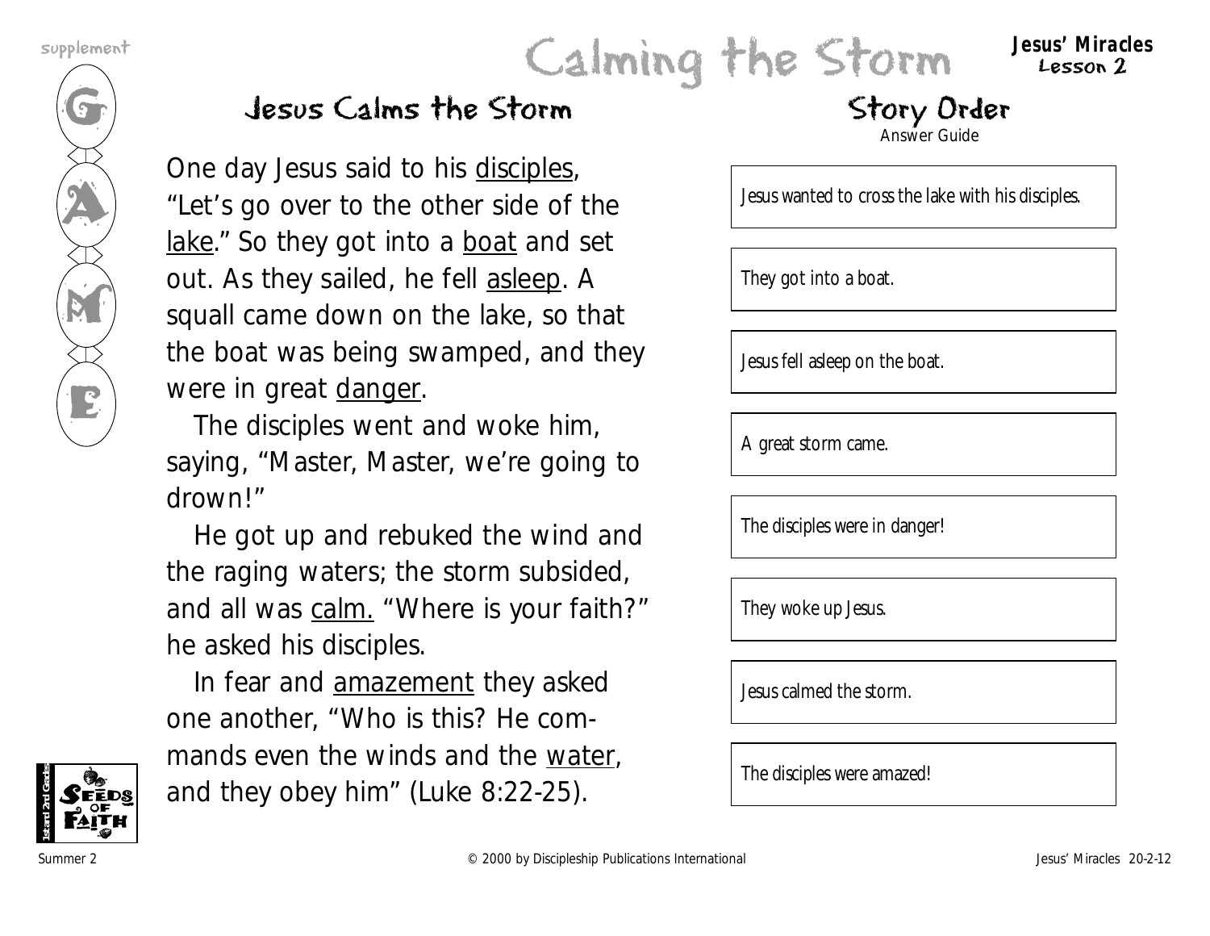supplement

GAME

# Calming the Storm

**Jesus' Miracles**
**Lesson 2**

## Jesus Calms the Storm

One day Jesus said to his <u>disciples</u>, "Let's go over to the other side of the <u>lake</u>." So they got into a <u>boat</u> and set out. As they sailed, he fell <u>asleep</u>. A squall came down on the lake, so that the boat was being swamped, and they were in great <u>danger</u>.

The disciples went and woke him, saying, "Master, Master, we're going to drown!"

He got up and rebuked the wind and the raging waters; the storm subsided, and all was <u>calm.</u> "Where is your faith?" he asked his disciples.

In fear and <u>amazement</u> they asked one another, "Who is this? He commands even the winds and the <u>water</u>, and they obey him" (Luke 8:22-25).

## Story Order

Answer Guide

| |
|---|
| Jesus wanted to cross the lake with his disciples. |
| They got into a boat. |
| Jesus fell asleep on the boat. |
| A great storm came. |
| The disciples were in danger! |
| They woke up Jesus. |
| Jesus calmed the storm. |
| The disciples were amazed! |

Summer 2 © 2000 by Discipleship Publications International Jesus' Miracles 20-2-12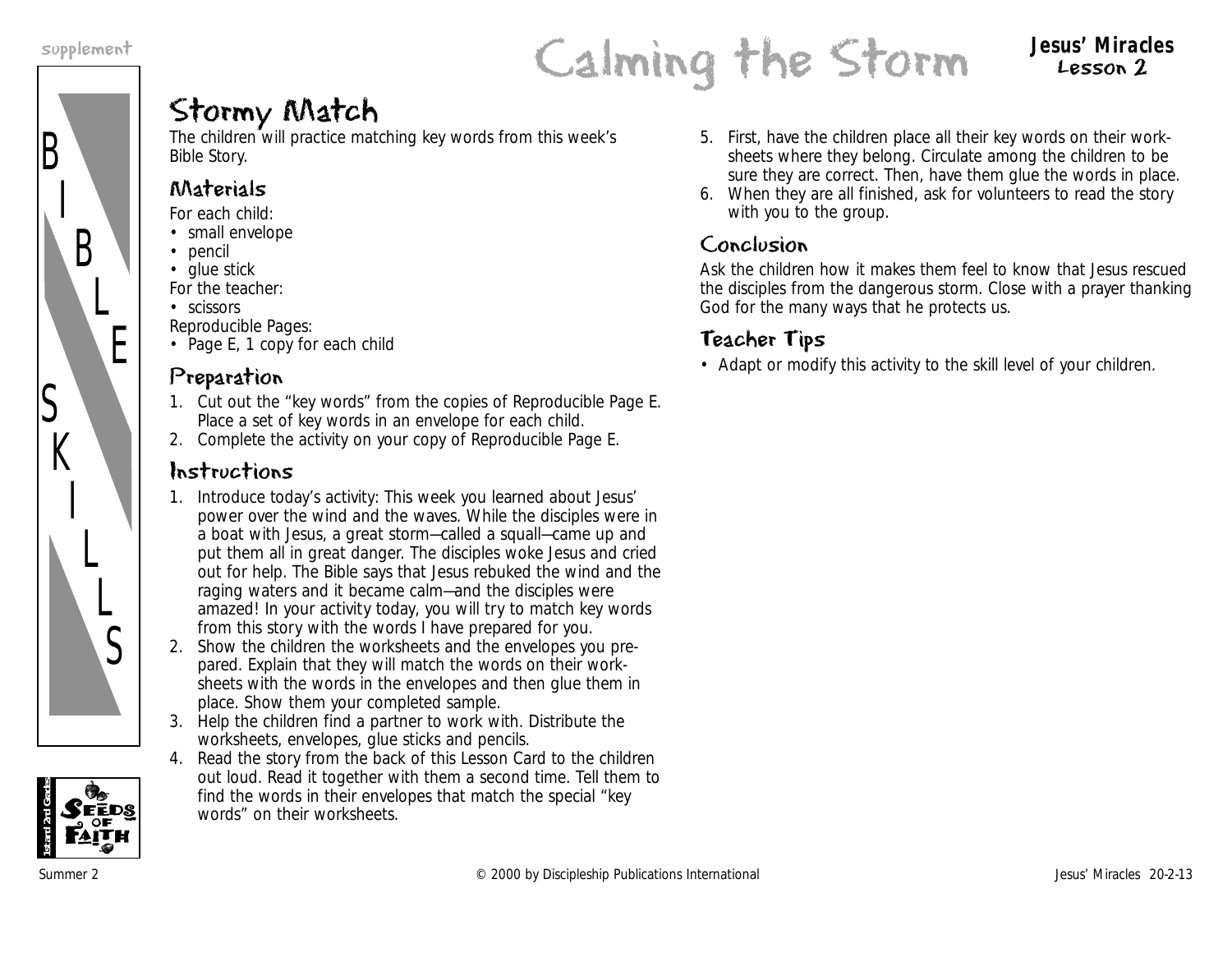# Calming the Stormy Match

## Stormy Match

The children will practice matching key words from this week's Bible Story.

### Materials

For each child:
- small envelope
- pencil
- glue stick

For the teacher:
- scissors

Reproducible Pages:
- Page E, 1 copy for each child

### Preparation

1. Cut out the "key words" from the copies of Reproducible Page E. Place a set of key words in an envelope for each child.
2. Complete the activity on your copy of Reproducible Page E.

### Instructions

1. Introduce today's activity: This week you learned about Jesus' power over the wind and the waves. While the disciples were in a boat with Jesus, a great storm—called a squall—came up and put them all in great danger. The disciples woke Jesus and cried out for help. The Bible says that Jesus rebuked the wind and the raging waters and it became calm—and the disciples were amazed! In your activity today, you will try to match key words from this story with the words I have prepared for you.
2. Show the children the worksheets and the envelopes you prepared. Explain that they will match the words on their worksheets with the words in the envelopes and then glue them in place. Show them your completed sample.
3. Help the children find a partner to work with. Distribute the worksheets, envelopes, glue sticks and pencils.
4. Read the story from the back of this Lesson Card to the children out loud. Read it together with them a second time. Tell them to find the words in their envelopes that match the special "key words" on their worksheets.
5. First, have the children place all their key words on their worksheets where they belong. Circulate among the children to be sure they are correct. Then, have them glue the words in place.
6. When they are all finished, ask for volunteers to read the story with you to the group.

### Conclusion

Ask the children how it makes them feel to know that Jesus rescued the disciples from the dangerous storm. Close with a prayer thanking God for the many ways that he protects us.

### Teacher Tips

- Adapt or modify this activity to the skill level of your children.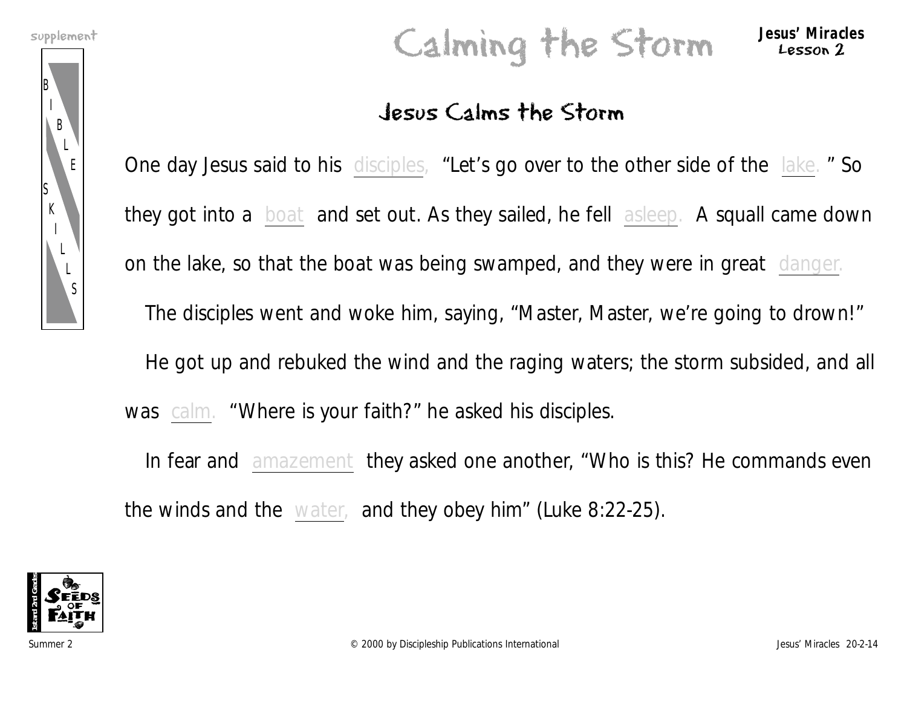supplement

# Calming the Storm

**Jesus' Miracles**
**Lesson 2**

BIBLE SKILLS

## Jesus Calms the Storm

One day Jesus said to his disciples, "Let's go over to the other side of the lake. " So they got into a boat and set out. As they sailed, he fell asleep. A squall came down on the lake, so that the boat was being swamped, and they were in great danger.

The disciples went and woke him, saying, "Master, Master, we're going to drown!"

He got up and rebuked the wind and the raging waters; the storm subsided, and all was calm. "Where is your faith?" he asked his disciples.

In fear and amazement they asked one another, "Who is this? He commands even the winds and the water, and they obey him" (Luke 8:22-25).

Summer 2 © 2000 by Discipleship Publications International Jesus' Miracles 20-2-14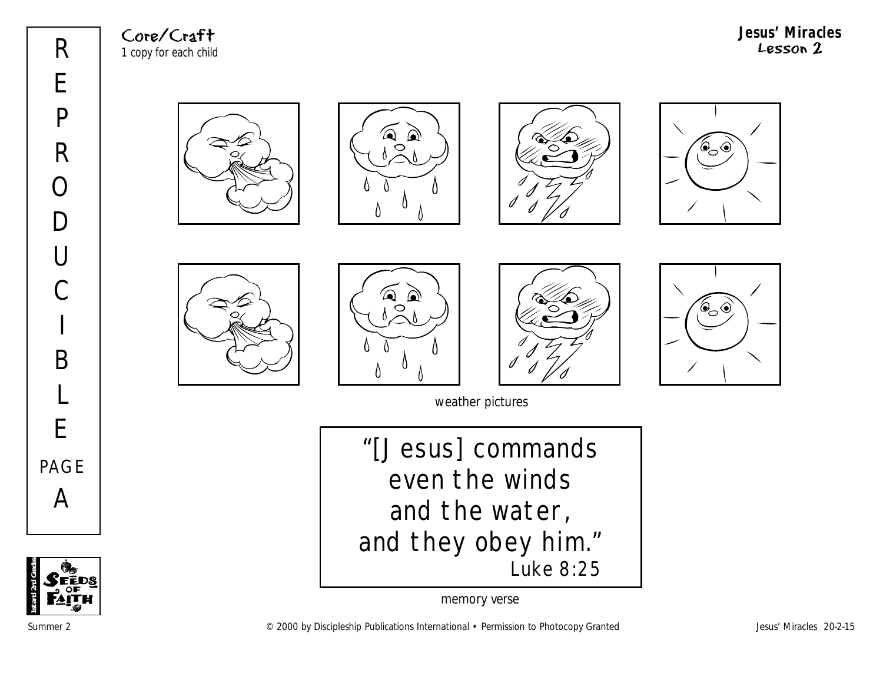Core/Craft
*1 copy for each child*

weather pictures

“[Jesus] commands
even the winds
and the water,
and they obey him.”
Luke 8:25

memory verse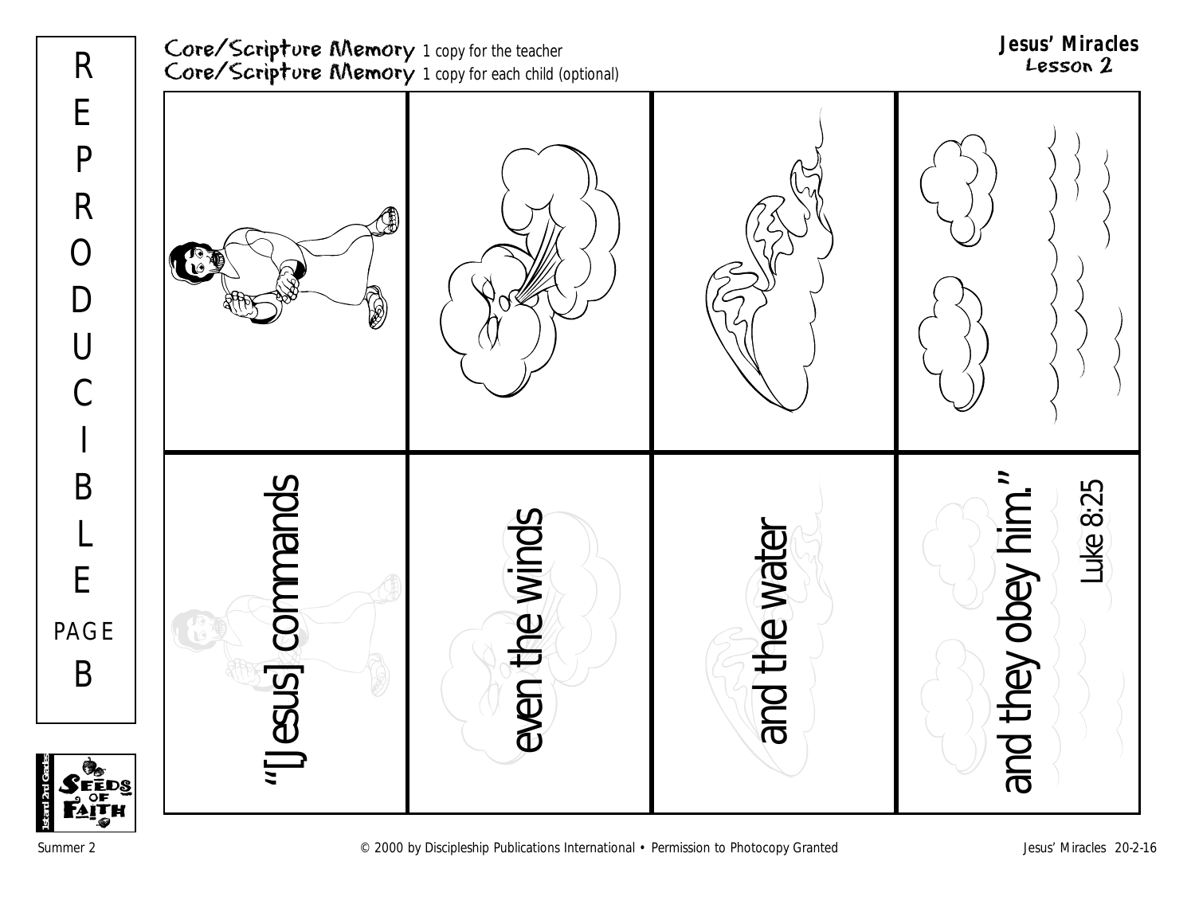Core/Scripture Memory 1 copy for the teacher
Core/Scripture Memory 1 copy for each child (optional)

**Jesus' Miracles**
Lesson 2

REPRODUCIBLE PAGE B

| "[Jesus] commands | even the winds | and the water | and they obey him." Luke 8:25 |
| --- | --- | --- | --- |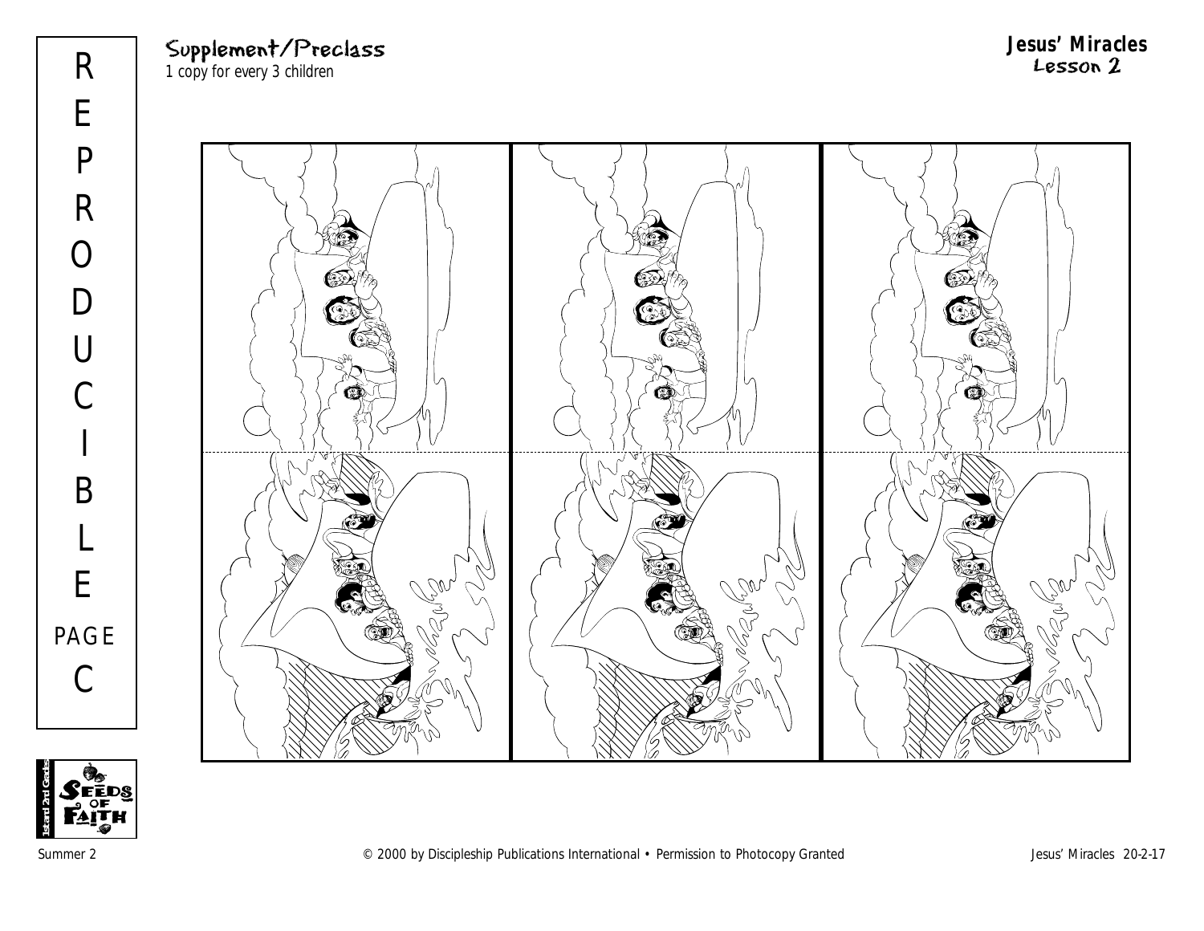# Supplement/Preclass

1 copy for every 3 children

## Jesus' Miracles
### Lesson 2

REPRODUCIBLE PAGE C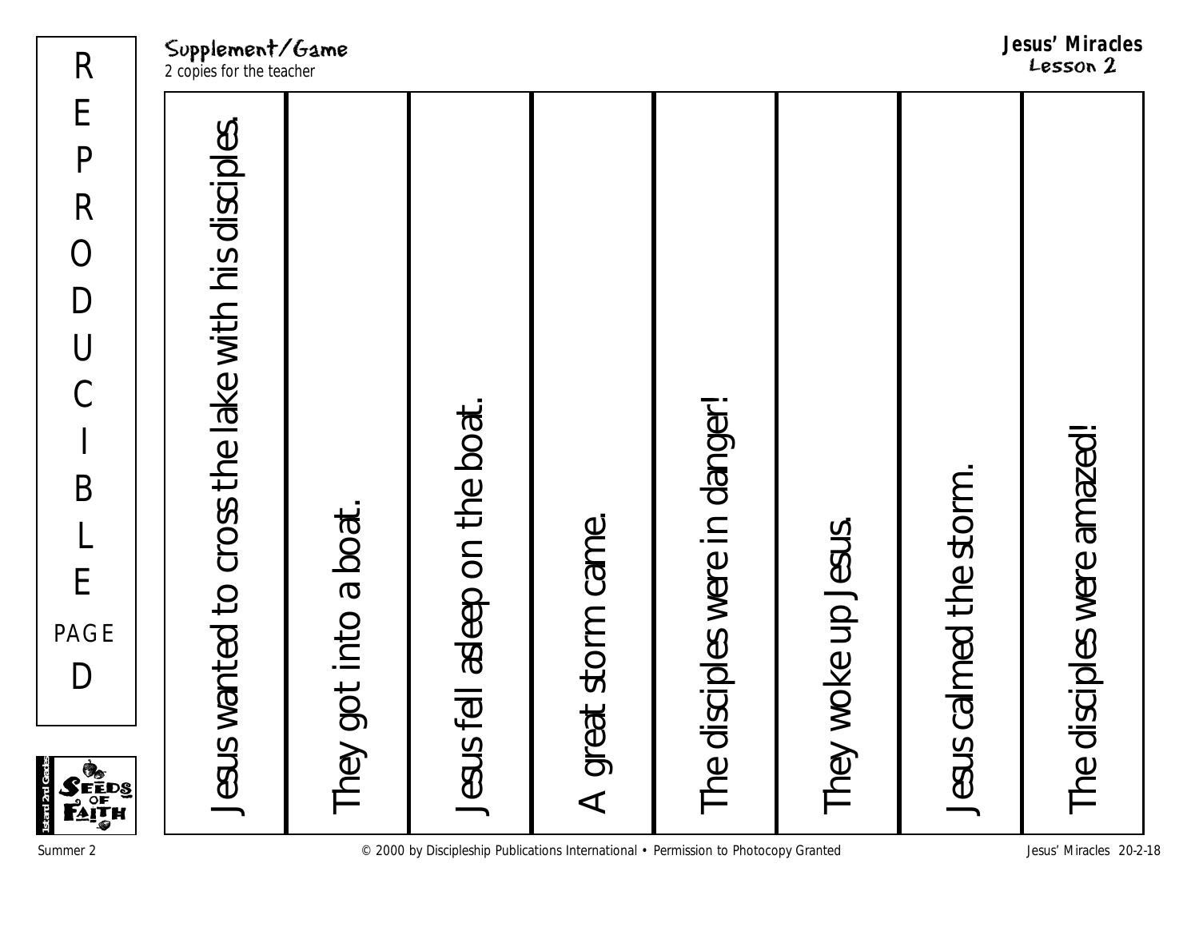REPRODUCIBLE PAGE D

## Supplement/Game

2 copies for the teacher

**Jesus' Miracles**
**Lesson 2**

| |
|---|
| Jesus wanted to cross the lake with his disciples. |
| They got into a boat. |
| Jesus fell asleep on the boat. |
| A great storm came. |
| The disciples were in danger! |
| They woke up Jesus. |
| Jesus calmed the storm. |
| The disciples were amazed! |

© 2000 by Discipleship Publications International • Permission to Photocopy Granted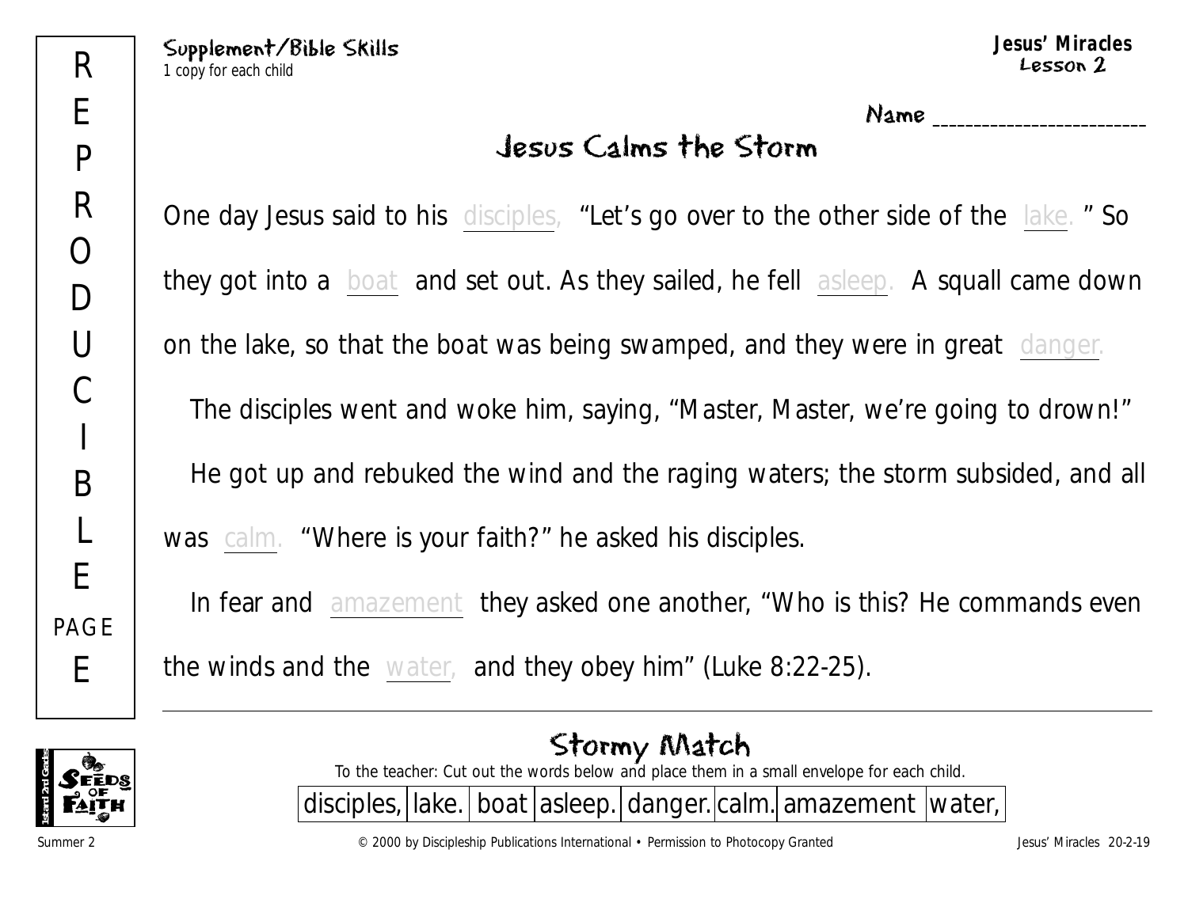Supplement/Bible Skills
1 copy for each child

**Jesus' Miracles**
**Lesson 2**

REPRODUCIBLE PAGE E

Name ________________________

# Jesus Calms the Storm

One day Jesus said to his disciples, "Let's go over to the other side of the lake." So they got into a boat and set out. As they sailed, he fell asleep. A squall came down on the lake, so that the boat was being swamped, and they were in great danger.

The disciples went and woke him, saying, "Master, Master, we're going to drown!"

He got up and rebuked the wind and the raging waters; the storm subsided, and all was calm. "Where is your faith?" he asked his disciples.

In fear and amazement they asked one another, "Who is this? He commands even the winds and the water, and they obey him" (Luke 8:22-25).

## Stormy Match

To the teacher: Cut out the words below and place them in a small envelope for each child.

| | | | | | | | |
|---|---|---|---|---|---|---|---|
| disciples, | lake. | boat | asleep. | danger. | calm. | amazement | water, |

Summer 2 © 2000 by Discipleship Publications International • Permission to Photocopy Granted